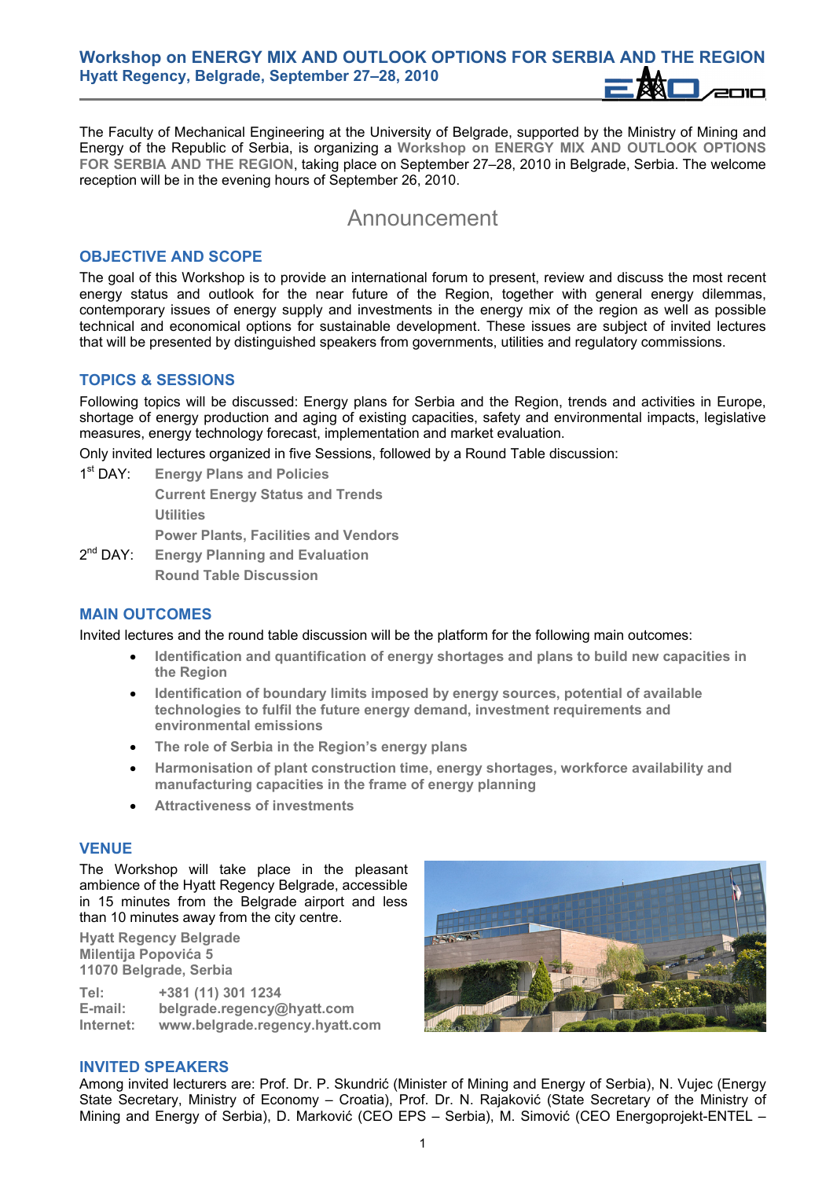# Workshop on ENERGY MIX AND OUTLOOK OPTIONS FOR SERBIA AND THE REGION

**Hyatt Regency, Belgrade, September 27–28, 2010**

The Faculty of Mechanical Engineering at the University of Belgrade, supported by the Ministry of Mining and Energy of the Republic of Serbia, is organizing a **Workshop on ENERGY MIX AND OUTLOOK OPTIONS FOR SERBIA AND THE REGION**, taking place on September 27–28, 2010 in Belgrade, Serbia. The welcome reception will be in the evening hours of September 26, 2010.

## Announcement

### OBJECTIVE AND SCOPE

The goal of this Workshop is to provide an international forum to present, review and discuss the most recent energy status and outlook for the near future of the Region, together with general energy dilemmas, contemporary issues of energy supply and investments in the energy mix of the region as well as possible technical and economical options for sustainable development. These issues are subject of invited lectures that will be presented by distinguished speakers from governments, utilities and regulatory commissions.

### TOPICS & SESSIONS

Following topics will be discussed: Energy plans for Serbia and the Region, trends and activities in Europe, shortage of energy production and aging of existing capacities, safety and environmental impacts, legislative measures, energy technology forecast, implementation and market evaluation.

Only invited lectures organized in five Sessions, followed by a Round Table discussion:

1st DAY:
- **Energy Plans and Policies**
- **Current Energy Status and Trends**
- **Utilities**
- **Power Plants, Facilities and Vendors**

2nd DAY:
- **Energy Planning and Evaluation**
- **Round Table Discussion**

### MAIN OUTCOMES

Invited lectures and the round table discussion will be the platform for the following main outcomes:

- **Identification and quantification of energy shortages and plans to build new capacities in the Region**
- **Identification of boundary limits imposed by energy sources, potential of available technologies to fulfil the future energy demand, investment requirements and environmental emissions**
- **The role of Serbia in the Region's energy plans**
- **Harmonisation of plant construction time, energy shortages, workforce availability and manufacturing capacities in the frame of energy planning**
- **Attractiveness of investments**

### VENUE

The Workshop will take place in the pleasant ambience of the Hyatt Regency Belgrade, accessible in 15 minutes from the Belgrade airport and less than 10 minutes away from the city centre.

**Hyatt Regency Belgrade**
**Milentija Popovića 5**
**11070 Belgrade, Serbia**

**Tel:** +381 (11) 301 1234
**E-mail:** belgrade.regency@hyatt.com
**Internet:** www.belgrade.regency.hyatt.com

### INVITED SPEAKERS

Among invited lecturers are: Prof. Dr. P. Skundrić (Minister of Mining and Energy of Serbia), N. Vujec (Energy State Secretary, Ministry of Economy – Croatia), Prof. Dr. N. Rajaković (State Secretary of the Ministry of Mining and Energy of Serbia), D. Marković (CEO EPS – Serbia), M. Simović (CEO Energoprojekt-ENTEL –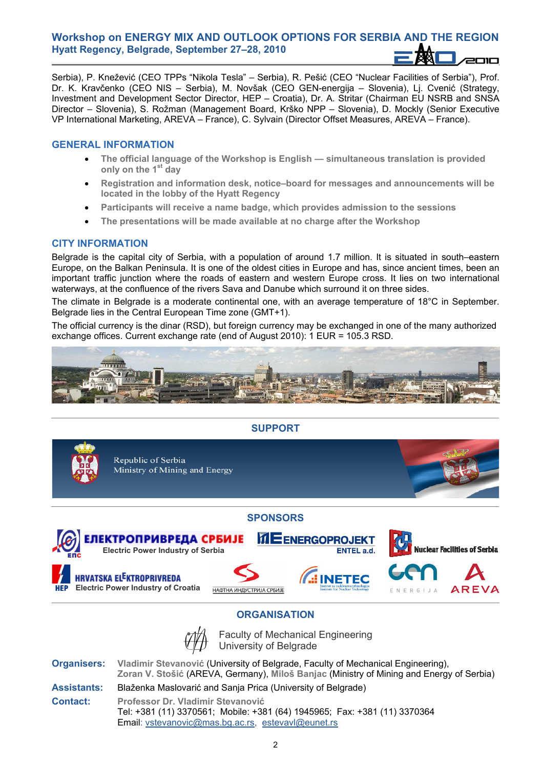Serbia), P. Knežević (CEO TPPs "Nikola Tesla" – Serbia), R. Pešić (CEO "Nuclear Facilities of Serbia"), Prof. Dr. K. Kravčenko (CEO NIS – Serbia), M. Novšak (CEO GEN-energija – Slovenia), Lj. Cvenić (Strategy, Investment and Development Sector Director, HEP – Croatia), Dr. A. Stritar (Chairman EU NSRB and SNSA Director – Slovenia), S. Rožman (Management Board, Krško NPP – Slovenia), D. Mockly (Senior Executive VP International Marketing, AREVA – France), C. Sylvain (Director Offset Measures, AREVA – France).

## GENERAL INFORMATION

- **The official language of the Workshop is English — simultaneous translation is provided only on the 1st day**
- **Registration and information desk, notice–board for messages and announcements will be located in the lobby of the Hyatt Regency**
- **Participants will receive a name badge, which provides admission to the sessions**
- **The presentations will be made available at no charge after the Workshop**

## CITY INFORMATION

Belgrade is the capital city of Serbia, with a population of around 1.7 million. It is situated in south–eastern Europe, on the Balkan Peninsula. It is one of the oldest cities in Europe and has, since ancient times, been an important traffic junction where the roads of eastern and western Europe cross. It lies on two international waterways, at the confluence of the rivers Sava and Danube which surround it on three sides.

The climate in Belgrade is a moderate continental one, with an average temperature of 18°C in September. Belgrade lies in the Central European Time zone (GMT+1).

The official currency is the dinar (RSD), but foreign currency may be exchanged in one of the many authorized exchange offices. Current exchange rate (end of August 2010): 1 EUR = 105.3 RSD.

## SUPPORT

Republic of Serbia
Ministry of Mining and Energy

## SPONSORS

ЕЛЕКТРОПРИВРЕДА СРБИЈЕ – Electric Power Industry of Serbia

ENERGOPROJEKT ENTEL a.d.

Nuclear Facilities of Serbia

HRVATSKA ELEKTROPRIVREDA – HEP – Electric Power Industry of Croatia

НАФТНА ИНДУСТРИЈА СРБИЈЕ

INETEC – Institut za nuklearnu tehnologiju / Institute for Nuclear Technology

GEN ENERGIJA

AREVA

## ORGANISATION

Faculty of Mechanical Engineering
University of Belgrade

**Organisers:** **Vladimir Stevanović** (University of Belgrade, Faculty of Mechanical Engineering), **Zoran V. Stošić** (AREVA, Germany), **Miloš Banjac** (Ministry of Mining and Energy of Serbia)

**Assistants:** Blaženka Maslovarić and Sanja Prica (University of Belgrade)

**Contact:** **Professor Dr. Vladimir Stevanović**
Tel: +381 (11) 3370561; Mobile: +381 (64) 1945965; Fax: +381 (11) 3370364
Email: vstevanovic@mas.bg.ac.rs, estevavl@eunet.rs